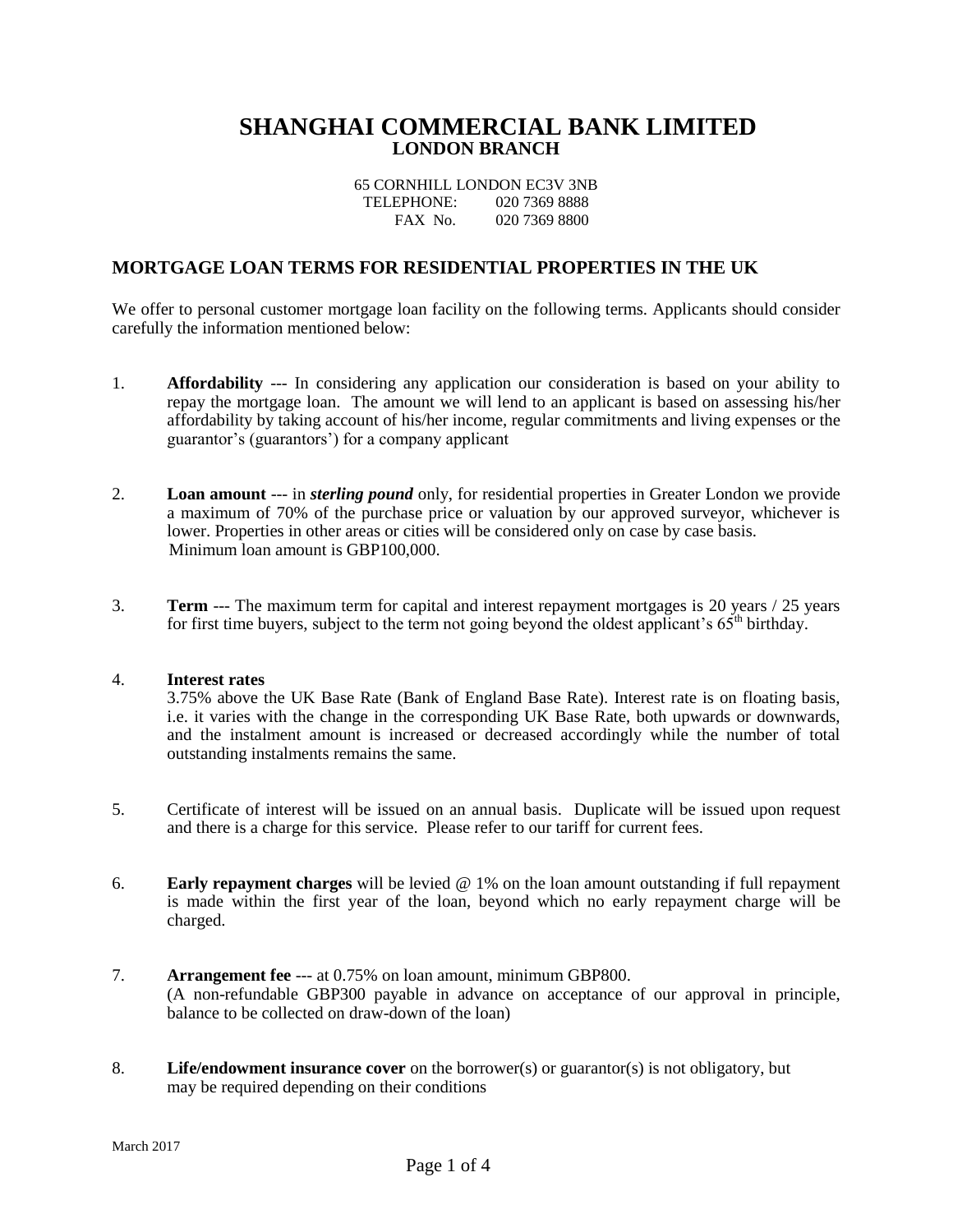# SHANGHAI COMMERCIAL BANK LIMITED
## LONDON BRANCH

65 CORNHILL LONDON EC3V 3NB
TELEPHONE: 020 7369 8888
FAX No. 020 7369 8800

## MORTGAGE LOAN TERMS FOR RESIDENTIAL PROPERTIES IN THE UK

We offer to personal customer mortgage loan facility on the following terms. Applicants should consider carefully the information mentioned below:

1. **Affordability** --- In considering any application our consideration is based on your ability to repay the mortgage loan. The amount we will lend to an applicant is based on assessing his/her affordability by taking account of his/her income, regular commitments and living expenses or the guarantor's (guarantors') for a company applicant

2. **Loan amount** --- in ***sterling pound*** only, for residential properties in Greater London we provide a maximum of 70% of the purchase price or valuation by our approved surveyor, whichever is lower. Properties in other areas or cities will be considered only on case by case basis.
   Minimum loan amount is GBP100,000.

3. **Term** --- The maximum term for capital and interest repayment mortgages is 20 years / 25 years for first time buyers, subject to the term not going beyond the oldest applicant's 65th birthday.

4. **Interest rates**
   3.75% above the UK Base Rate (Bank of England Base Rate). Interest rate is on floating basis, i.e. it varies with the change in the corresponding UK Base Rate, both upwards or downwards, and the instalment amount is increased or decreased accordingly while the number of total outstanding instalments remains the same.

5. Certificate of interest will be issued on an annual basis. Duplicate will be issued upon request and there is a charge for this service. Please refer to our tariff for current fees.

6. **Early repayment charges** will be levied @ 1% on the loan amount outstanding if full repayment is made within the first year of the loan, beyond which no early repayment charge will be charged.

7. **Arrangement fee** --- at 0.75% on loan amount, minimum GBP800.
   (A non-refundable GBP300 payable in advance on acceptance of our approval in principle, balance to be collected on draw-down of the loan)

8. **Life/endowment insurance cover** on the borrower(s) or guarantor(s) is not obligatory, but may be required depending on their conditions

March 2017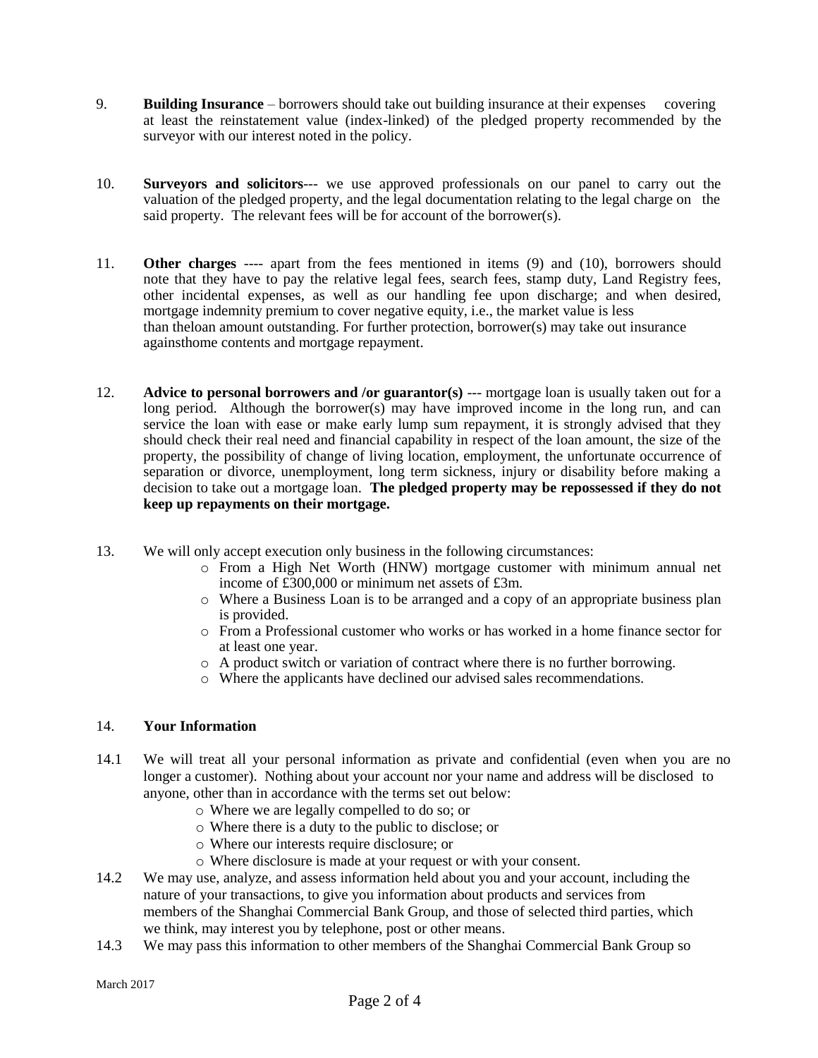9. **Building Insurance** – borrowers should take out building insurance at their expenses covering at least the reinstatement value (index-linked) of the pledged property recommended by the surveyor with our interest noted in the policy.

10. **Surveyors and solicitors**--- we use approved professionals on our panel to carry out the valuation of the pledged property, and the legal documentation relating to the legal charge on the said property. The relevant fees will be for account of the borrower(s).

11. **Other charges** ---- apart from the fees mentioned in items (9) and (10), borrowers should note that they have to pay the relative legal fees, search fees, stamp duty, Land Registry fees, other incidental expenses, as well as our handling fee upon discharge; and when desired, mortgage indemnity premium to cover negative equity, i.e., the market value is less than theloan amount outstanding. For further protection, borrower(s) may take out insurance againsthome contents and mortgage repayment.

12. **Advice to personal borrowers and /or guarantor(s)** --- mortgage loan is usually taken out for a long period. Although the borrower(s) may have improved income in the long run, and can service the loan with ease or make early lump sum repayment, it is strongly advised that they should check their real need and financial capability in respect of the loan amount, the size of the property, the possibility of change of living location, employment, the unfortunate occurrence of separation or divorce, unemployment, long term sickness, injury or disability before making a decision to take out a mortgage loan. **The pledged property may be repossessed if they do not keep up repayments on their mortgage.**

13. We will only accept execution only business in the following circumstances:
    - From a High Net Worth (HNW) mortgage customer with minimum annual net income of £300,000 or minimum net assets of £3m.
    - Where a Business Loan is to be arranged and a copy of an appropriate business plan is provided.
    - From a Professional customer who works or has worked in a home finance sector for at least one year.
    - A product switch or variation of contract where there is no further borrowing.
    - Where the applicants have declined our advised sales recommendations.

14. **Your Information**

14.1 We will treat all your personal information as private and confidential (even when you are no longer a customer). Nothing about your account nor your name and address will be disclosed to anyone, other than in accordance with the terms set out below:
- Where we are legally compelled to do so; or
- Where there is a duty to the public to disclose; or
- Where our interests require disclosure; or
- Where disclosure is made at your request or with your consent.

14.2 We may use, analyze, and assess information held about you and your account, including the nature of your transactions, to give you information about products and services from members of the Shanghai Commercial Bank Group, and those of selected third parties, which we think, may interest you by telephone, post or other means.

14.3 We may pass this information to other members of the Shanghai Commercial Bank Group so

March 2017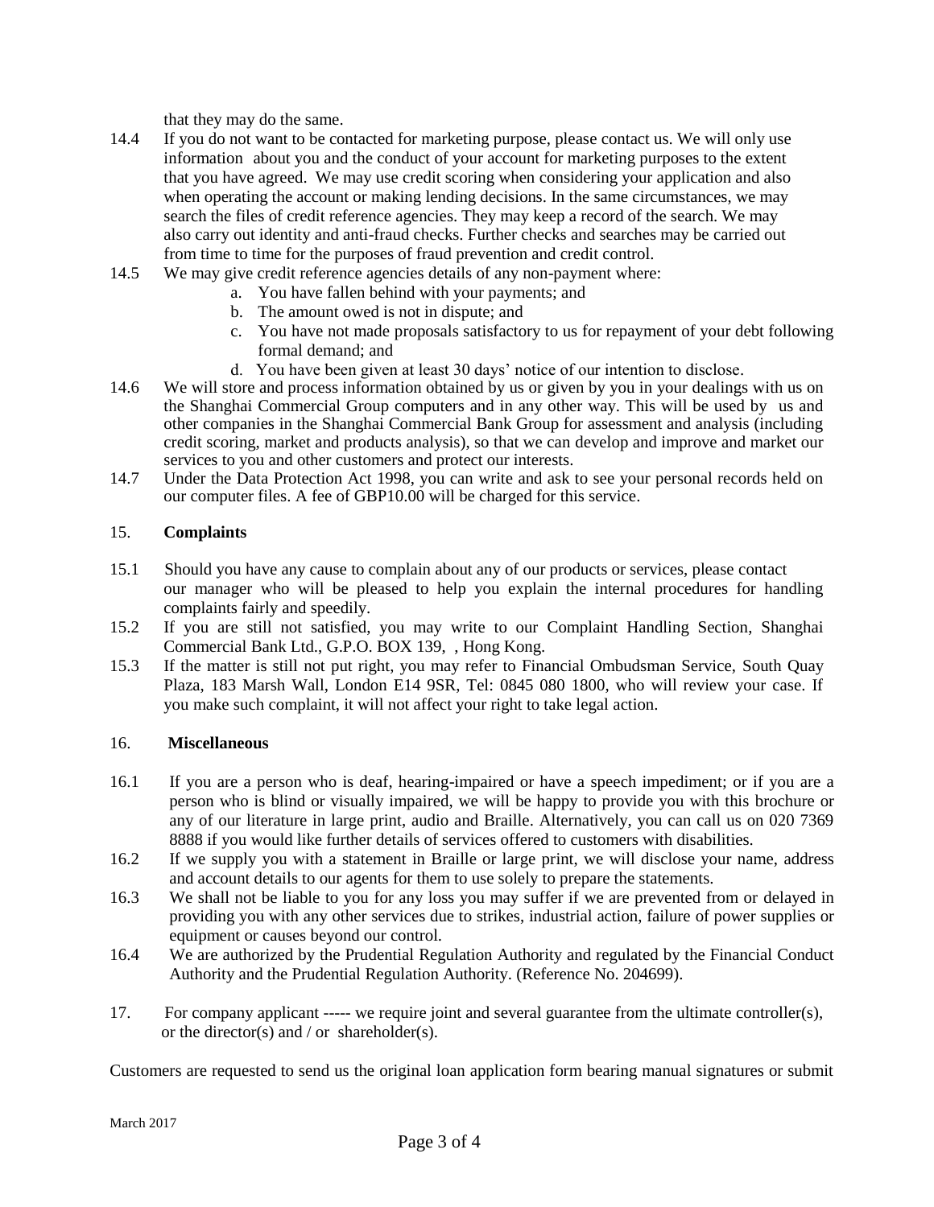that they may do the same.

14.4 If you do not want to be contacted for marketing purpose, please contact us. We will only use information about you and the conduct of your account for marketing purposes to the extent that you have agreed. We may use credit scoring when considering your application and also when operating the account or making lending decisions. In the same circumstances, we may search the files of credit reference agencies. They may keep a record of the search. We may also carry out identity and anti-fraud checks. Further checks and searches may be carried out from time to time for the purposes of fraud prevention and credit control.

14.5 We may give credit reference agencies details of any non-payment where:

a. You have fallen behind with your payments; and
b. The amount owed is not in dispute; and
c. You have not made proposals satisfactory to us for repayment of your debt following formal demand; and
d. You have been given at least 30 days' notice of our intention to disclose.

14.6 We will store and process information obtained by us or given by you in your dealings with us on the Shanghai Commercial Group computers and in any other way. This will be used by us and other companies in the Shanghai Commercial Bank Group for assessment and analysis (including credit scoring, market and products analysis), so that we can develop and improve and market our services to you and other customers and protect our interests.

14.7 Under the Data Protection Act 1998, you can write and ask to see your personal records held on our computer files. A fee of GBP10.00 will be charged for this service.

## 15. **Complaints**

15.1 Should you have any cause to complain about any of our products or services, please contact our manager who will be pleased to help you explain the internal procedures for handling complaints fairly and speedily.

15.2 If you are still not satisfied, you may write to our Complaint Handling Section, Shanghai Commercial Bank Ltd., G.P.O. BOX 139, , Hong Kong.

15.3 If the matter is still not put right, you may refer to Financial Ombudsman Service, South Quay Plaza, 183 Marsh Wall, London E14 9SR, Tel: 0845 080 1800, who will review your case. If you make such complaint, it will not affect your right to take legal action.

## 16. **Miscellaneous**

16.1 If you are a person who is deaf, hearing-impaired or have a speech impediment; or if you are a person who is blind or visually impaired, we will be happy to provide you with this brochure or any of our literature in large print, audio and Braille. Alternatively, you can call us on 020 7369 8888 if you would like further details of services offered to customers with disabilities.

16.2 If we supply you with a statement in Braille or large print, we will disclose your name, address and account details to our agents for them to use solely to prepare the statements.

16.3 We shall not be liable to you for any loss you may suffer if we are prevented from or delayed in providing you with any other services due to strikes, industrial action, failure of power supplies or equipment or causes beyond our control.

16.4 We are authorized by the Prudential Regulation Authority and regulated by the Financial Conduct Authority and the Prudential Regulation Authority. (Reference No. 204699).

17. For company applicant ----- we require joint and several guarantee from the ultimate controller(s), or the director(s) and / or shareholder(s).

Customers are requested to send us the original loan application form bearing manual signatures or submit

March 2017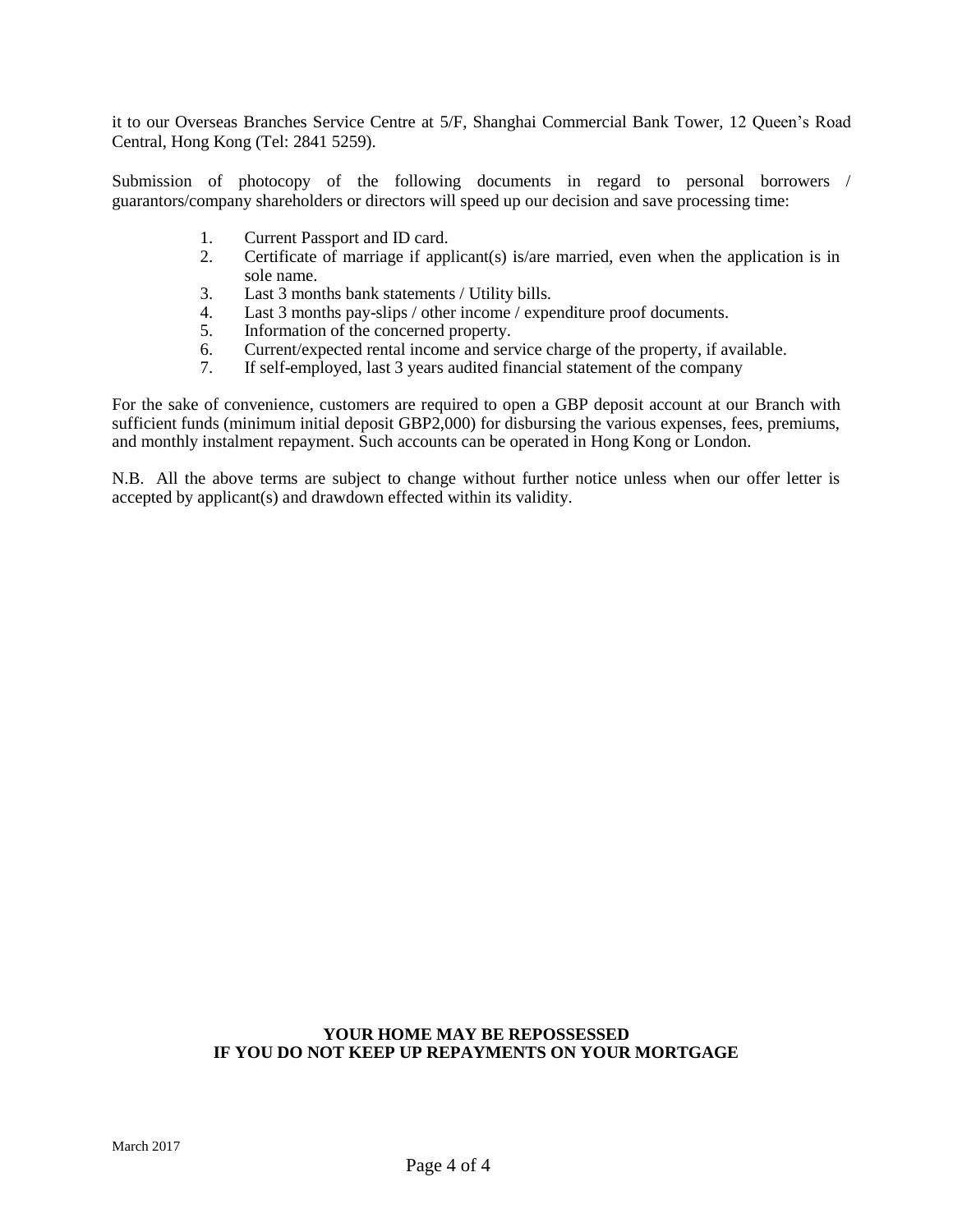it to our Overseas Branches Service Centre at 5/F, Shanghai Commercial Bank Tower, 12 Queen's Road Central, Hong Kong (Tel: 2841 5259).

Submission of photocopy of the following documents in regard to personal borrowers / guarantors/company shareholders or directors will speed up our decision and save processing time:

1. Current Passport and ID card.
2. Certificate of marriage if applicant(s) is/are married, even when the application is in sole name.
3. Last 3 months bank statements / Utility bills.
4. Last 3 months pay-slips / other income / expenditure proof documents.
5. Information of the concerned property.
6. Current/expected rental income and service charge of the property, if available.
7. If self-employed, last 3 years audited financial statement of the company

For the sake of convenience, customers are required to open a GBP deposit account at our Branch with sufficient funds (minimum initial deposit GBP2,000) for disbursing the various expenses, fees, premiums, and monthly instalment repayment. Such accounts can be operated in Hong Kong or London.

N.B. All the above terms are subject to change without further notice unless when our offer letter is accepted by applicant(s) and drawdown effected within its validity.

**YOUR HOME MAY BE REPOSSESSED**
**IF YOU DO NOT KEEP UP REPAYMENTS ON YOUR MORTGAGE**

March 2017